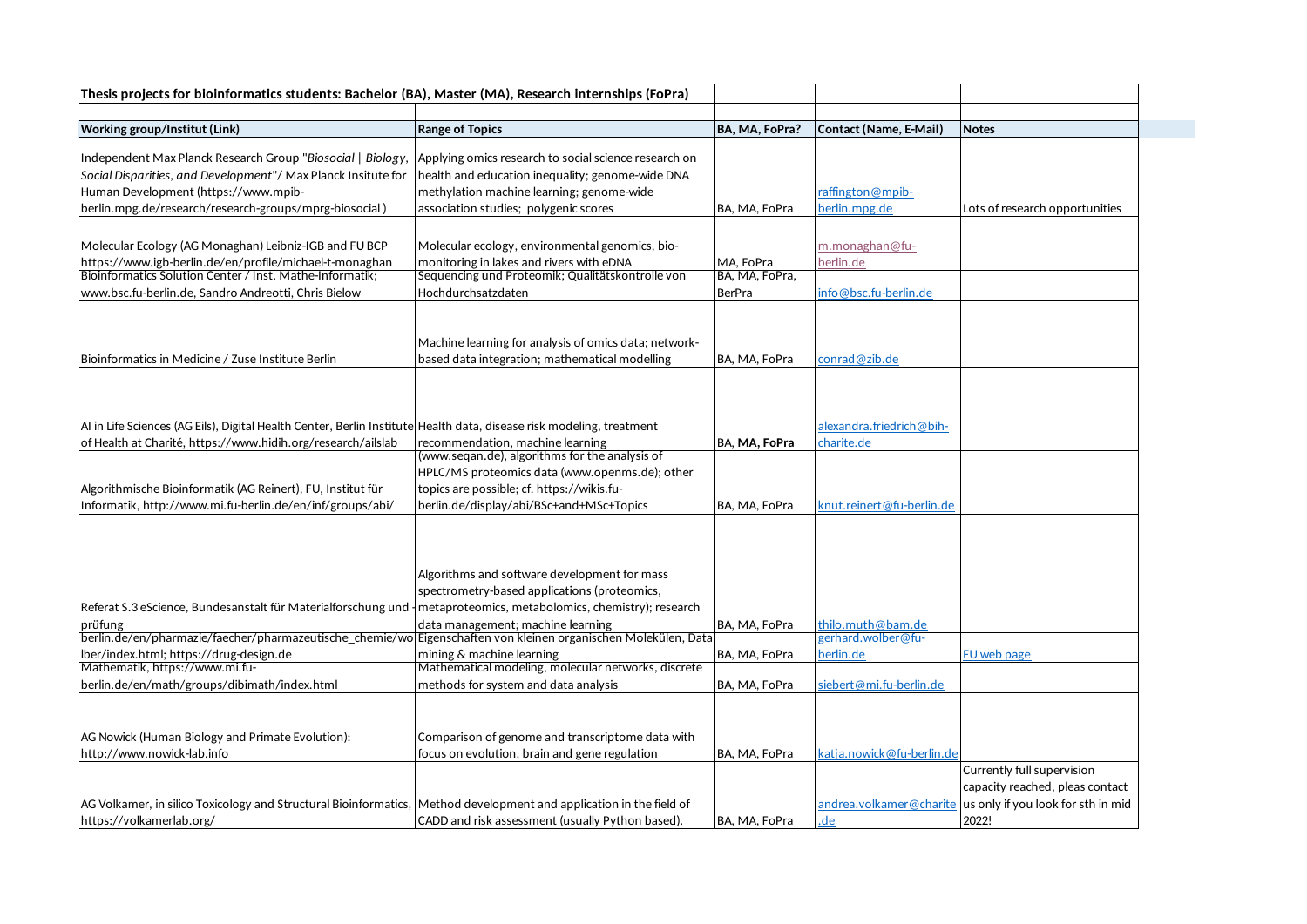| Thesis projects for bioinformatics students: Bachelor (BA), Master (MA), Research internships (FoPra) | | | | |
|---|---|---|---|---|
| **Working group/Institut (Link)** | **Range of Topics** | **BA, MA, FoPra?** | **Contact (Name, E-Mail)** | **Notes** |
| Independent Max Planck Research Group "*Biosocial \| Biology, Social Disparities, and Development*"/ Max Planck Insitute for Human Development (https://www.mpib-berlin.mpg.de/research/research-groups/mprg-biosocial ) | Applying omics research to social science research on health and education inequality; genome-wide DNA methylation machine learning; genome-wide association studies; polygenic scores | BA, MA, FoPra | raffington@mpib-berlin.mpg.de | Lots of research opportunities |
| Molecular Ecology (AG Monaghan) Leibniz-IGB and FU BCP https://www.igb-berlin.de/en/profile/michael-t-monaghan | Molecular ecology, environmental genomics, bio-monitoring in lakes and rivers with eDNA | MA, FoPra | m.monaghan@fu-berlin.de | |
| Bioinformatics Solution Center / Inst. Mathe-Informatik; www.bsc.fu-berlin.de, Sandro Andreotti, Chris Bielow | Sequencing und Proteomik; Qualitätskontrolle von Hochdurchsatzdaten | BA, MA, FoPra, BerPra | info@bsc.fu-berlin.de | |
| Bioinformatics in Medicine / Zuse Institute Berlin | Machine learning for analysis of omics data; network-based data integration; mathematical modelling | BA, MA, FoPra | conrad@zib.de | |
| AI in Life Sciences (AG Eils), Digital Health Center, Berlin Institute of Health at Charité, https://www.hidih.org/research/ailslab | Health data, disease risk modeling, treatment recommendation, machine learning | BA, **MA, FoPra** | alexandra.friedrich@bih-charite.de | |
| Algorithmische Bioinformatik (AG Reinert), FU, Institut für Informatik, http://www.mi.fu-berlin.de/en/inf/groups/abi/ | (www.seqan.de), algorithms for the analysis of HPLC/MS proteomics data (www.openms.de); other topics are possible; cf. https://wikis.fu-berlin.de/display/abi/BSc+and+MSc+Topics | BA, MA, FoPra | knut.reinert@fu-berlin.de | |
| Referat S.3 eScience, Bundesanstalt für Materialforschung und -prüfung | Algorithms and software development for mass spectrometry-based applications (proteomics, metaproteomics, metabolomics, chemistry); research data management; machine learning | BA, MA, FoPra | thilo.muth@bam.de | |
| berlin.de/en/pharmazie/faecher/pharmazeutische_chemie/wolber/index.html; https://drug-design.de | Eigenschaften von kleinen organischen Molekülen, Data mining & machine learning | BA, MA, FoPra | gerhard.wolber@fu-berlin.de | FU web page |
| Mathematik, https://www.mi.fu-berlin.de/en/math/groups/dibimath/index.html | Mathematical modeling, molecular networks, discrete methods for system and data analysis | BA, MA, FoPra | siebert@mi.fu-berlin.de | |
| AG Nowick (Human Biology and Primate Evolution): http://www.nowick-lab.info | Comparison of genome and transcriptome data with focus on evolution, brain and gene regulation | BA, MA, FoPra | katja.nowick@fu-berlin.de | |
| AG Volkamer, in silico Toxicology and Structural Bioinformatics, https://volkamerlab.org/ | Method development and application in the field of CADD and risk assessment (usually Python based). | BA, MA, FoPra | andrea.volkamer@charite.de | Currently full supervision capacity reached, pleas contact us only if you look for sth in mid 2022! |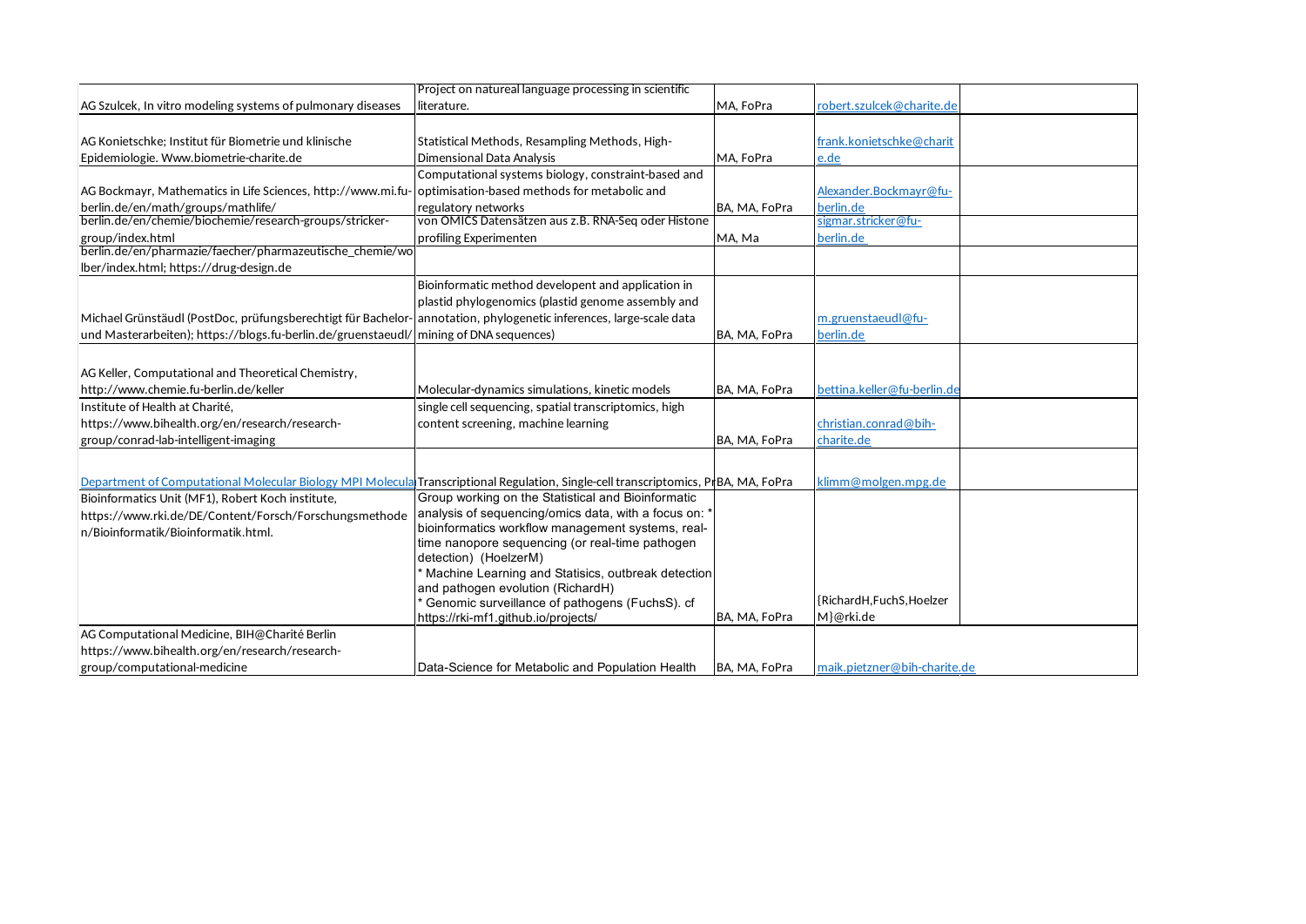| | | | | |
|---|---|---|---|---|
| AG Szulcek, In vitro modeling systems of pulmonary diseases | Project on natureal language processing in scientific literature. | MA, FoPra | robert.szulcek@charite.de | |
| AG Konietschke; Institut für Biometrie und klinische Epidemiologie. Www.biometrie-charite.de | Statistical Methods, Resampling Methods, High-Dimensional Data Analysis | MA, FoPra | frank.konietschke@charite.de | |
| AG Bockmayr, Mathematics in Life Sciences, http://www.mi.fu-berlin.de/en/math/groups/mathlife/ | Computational systems biology, constraint-based and optimisation-based methods for metabolic and regulatory networks | BA, MA, FoPra | Alexander.Bockmayr@fu-berlin.de | |
| berlin.de/en/chemie/biochemie/research-groups/stricker-group/index.html | von OMICS Datensätzen aus z.B. RNA-Seq oder Histone profiling Experimenten | MA, Ma | sigmar.stricker@fu-berlin.de | |
| berlin.de/en/pharmazie/faecher/pharmazeutische_chemie/wolber/index.html; https://drug-design.de | | | | |
| Michael Grünstäudl (PostDoc, prüfungsberechtigt für Bachelor- und Masterarbeiten); https://blogs.fu-berlin.de/gruenstaeudl/ | Bioinformatic method developent and application in plastid phylogenomics (plastid genome assembly and annotation, phylogenetic inferences, large-scale data mining of DNA sequences) | BA, MA, FoPra | m.gruenstaeudl@fu-berlin.de | |
| AG Keller, Computational and Theoretical Chemistry, http://www.chemie.fu-berlin.de/keller | Molecular-dynamics simulations, kinetic models | BA, MA, FoPra | bettina.keller@fu-berlin.de | |
| Institute of Health at Charité, https://www.bihealth.org/en/research/research-group/conrad-lab-intelligent-imaging | single cell sequencing, spatial transcriptomics, high content screening, machine learning | BA, MA, FoPra | christian.conrad@bih-charite.de | |
| Department of Computational Molecular Biology MPI Molecula | Transcriptional Regulation, Single-cell transcriptomics, Pr | BA, MA, FoPra | klimm@molgen.mpg.de | |
| Bioinformatics Unit (MF1), Robert Koch institute, https://www.rki.de/DE/Content/Forsch/Forschungsmethoden/Bioinformatik/Bioinformatik.html. | Group working on the Statistical and Bioinformatic analysis of sequencing/omics data, with a focus on: * bioinformatics workflow management systems, real-time nanopore sequencing (or real-time pathogen detection) (HoelzerM) * Machine Learning and Statisics, outbreak detection and pathogen evolution (RichardH) * Genomic surveillance of pathogens (FuchsS). cf https://rki-mf1.github.io/projects/ | BA, MA, FoPra | {RichardH,FuchS,HoelzerM}@rki.de | |
| AG Computational Medicine, BIH@Charité Berlin https://www.bihealth.org/en/research/research-group/computational-medicine | Data-Science for Metabolic and Population Health | BA, MA, FoPra | maik.pietzner@bih-charite.de | |